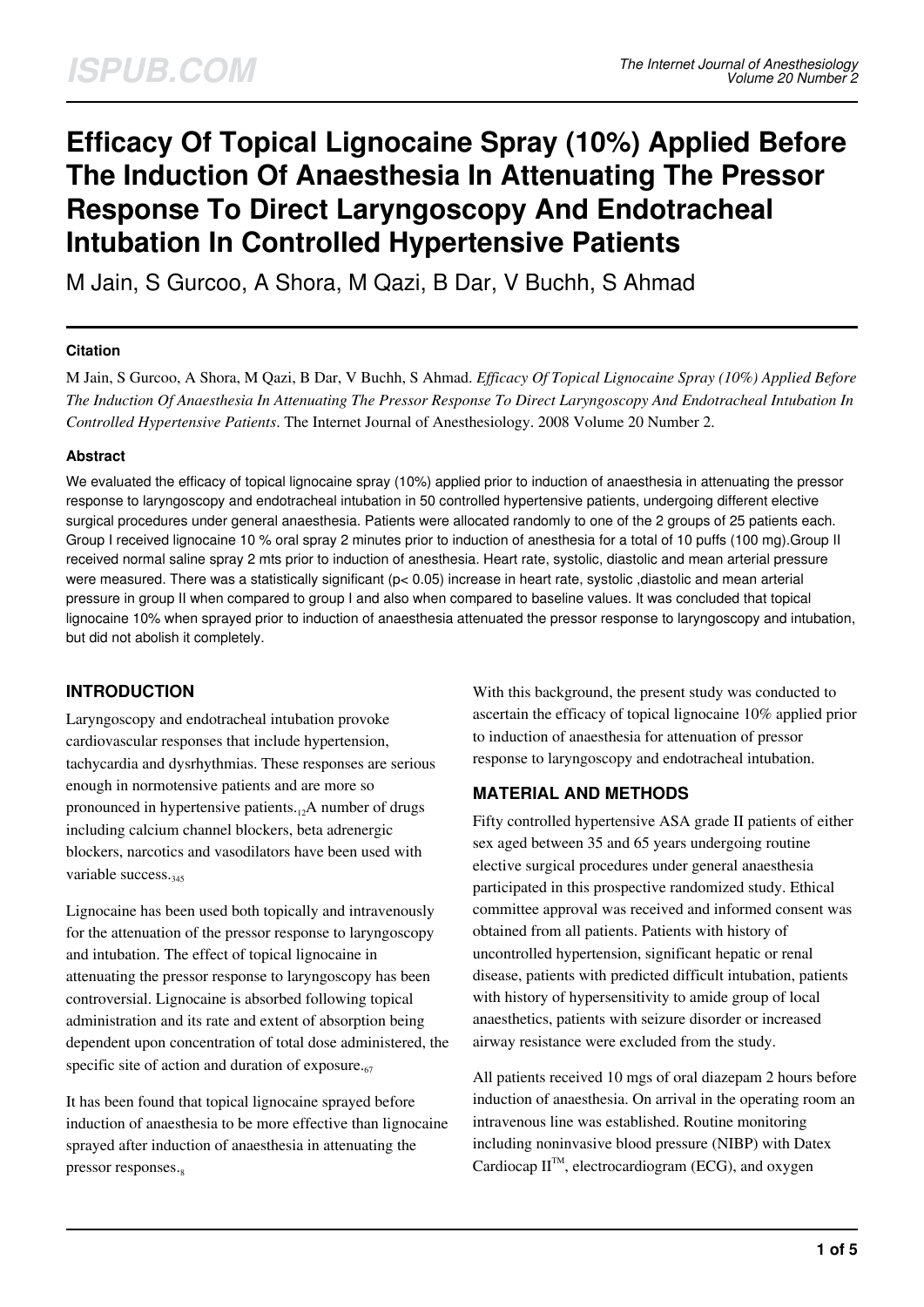# Efficacy Of Topical Lignocaine Spray (10%) Applied Before The Induction Of Anaesthesia In Attenuating The Pressor Response To Direct Laryngoscopy And Endotracheal Intubation In Controlled Hypertensive Patients

M Jain, S Gurcoo, A Shora, M Qazi, B Dar, V Buchh, S Ahmad

### Citation

M Jain, S Gurcoo, A Shora, M Qazi, B Dar, V Buchh, S Ahmad. *Efficacy Of Topical Lignocaine Spray (10%) Applied Before The Induction Of Anaesthesia In Attenuating The Pressor Response To Direct Laryngoscopy And Endotracheal Intubation In Controlled Hypertensive Patients*. The Internet Journal of Anesthesiology. 2008 Volume 20 Number 2.

### Abstract

We evaluated the efficacy of topical lignocaine spray (10%) applied prior to induction of anaesthesia in attenuating the pressor response to laryngoscopy and endotracheal intubation in 50 controlled hypertensive patients, undergoing different elective surgical procedures under general anaesthesia. Patients were allocated randomly to one of the 2 groups of 25 patients each. Group I received lignocaine 10 % oral spray 2 minutes prior to induction of anesthesia for a total of 10 puffs (100 mg).Group II received normal saline spray 2 mts prior to induction of anesthesia. Heart rate, systolic, diastolic and mean arterial pressure were measured. There was a statistically significant ($p < 0.05$) increase in heart rate, systolic ,diastolic and mean arterial pressure in group II when compared to group I and also when compared to baseline values. It was concluded that topical lignocaine 10% when sprayed prior to induction of anaesthesia attenuated the pressor response to laryngoscopy and intubation, but did not abolish it completely.

## INTRODUCTION

Laryngoscopy and endotracheal intubation provoke cardiovascular responses that include hypertension, tachycardia and dysrhythmias. These responses are serious enough in normotensive patients and are more so pronounced in hypertensive patients.[1,2] A number of drugs including calcium channel blockers, beta adrenergic blockers, narcotics and vasodilators have been used with variable success.[3,4,5]

Lignocaine has been used both topically and intravenously for the attenuation of the pressor response to laryngoscopy and intubation. The effect of topical lignocaine in attenuating the pressor response to laryngoscopy has been controversial. Lignocaine is absorbed following topical administration and its rate and extent of absorption being dependent upon concentration of total dose administered, the specific site of action and duration of exposure.[6,7]

It has been found that topical lignocaine sprayed before induction of anaesthesia to be more effective than lignocaine sprayed after induction of anaesthesia in attenuating the pressor responses.[8]

With this background, the present study was conducted to ascertain the efficacy of topical lignocaine 10% applied prior to induction of anaesthesia for attenuation of pressor response to laryngoscopy and endotracheal intubation.

## MATERIAL AND METHODS

Fifty controlled hypertensive ASA grade II patients of either sex aged between 35 and 65 years undergoing routine elective surgical procedures under general anaesthesia participated in this prospective randomized study. Ethical committee approval was received and informed consent was obtained from all patients. Patients with history of uncontrolled hypertension, significant hepatic or renal disease, patients with predicted difficult intubation, patients with history of hypersensitivity to amide group of local anaesthetics, patients with seizure disorder or increased airway resistance were excluded from the study.

All patients received 10 mgs of oral diazepam 2 hours before induction of anaesthesia. On arrival in the operating room an intravenous line was established. Routine monitoring including noninvasive blood pressure (NIBP) with Datex Cardiocap II™, electrocardiogram (ECG), and oxygen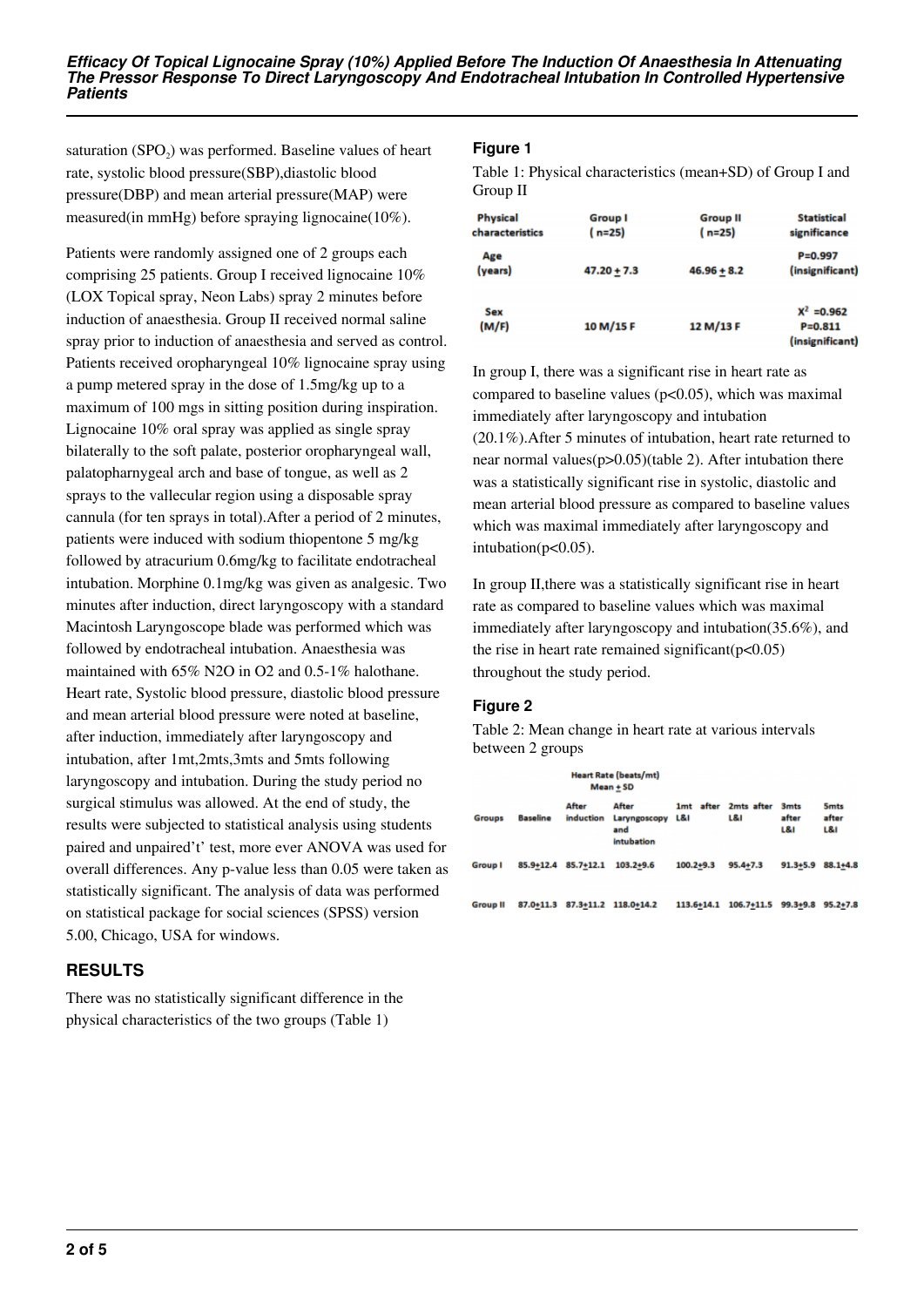saturation ($SPO_2$) was performed. Baseline values of heart rate, systolic blood pressure(SBP),diastolic blood pressure(DBP) and mean arterial pressure(MAP) were measured(in mmHg) before spraying lignocaine(10%).

Patients were randomly assigned one of 2 groups each comprising 25 patients. Group I received lignocaine 10% (LOX Topical spray, Neon Labs) spray 2 minutes before induction of anaesthesia. Group II received normal saline spray prior to induction of anaesthesia and served as control. Patients received oropharyngeal 10% lignocaine spray using a pump metered spray in the dose of 1.5mg/kg up to a maximum of 100 mgs in sitting position during inspiration. Lignocaine 10% oral spray was applied as single spray bilaterally to the soft palate, posterior oropharyngeal wall, palatopharnygeal arch and base of tongue, as well as 2 sprays to the vallecular region using a disposable spray cannula (for ten sprays in total).After a period of 2 minutes, patients were induced with sodium thiopentone 5 mg/kg followed by atracurium 0.6mg/kg to facilitate endotracheal intubation. Morphine 0.1mg/kg was given as analgesic. Two minutes after induction, direct laryngoscopy with a standard Macintosh Laryngoscope blade was performed which was followed by endotracheal intubation. Anaesthesia was maintained with 65% $N_2O$ in $O_2$ and 0.5-1% halothane. Heart rate, Systolic blood pressure, diastolic blood pressure and mean arterial blood pressure were noted at baseline, after induction, immediately after laryngoscopy and intubation, after 1mt,2mts,3mts and 5mts following laryngoscopy and intubation. During the study period no surgical stimulus was allowed. At the end of study, the results were subjected to statistical analysis using students paired and unpaired't' test, more ever ANOVA was used for overall differences. Any p-value less than 0.05 were taken as statistically significant. The analysis of data was performed on statistical package for social sciences (SPSS) version 5.00, Chicago, USA for windows.

## RESULTS

There was no statistically significant difference in the physical characteristics of the two groups (Table 1)

### Figure 1

Table 1: Physical characteristics (mean+SD) of Group I and Group II

| Physical characteristics | Group I (n=25) | Group II (n=25) | Statistical significance |
|---|---|---|---|
| Age (years) | 47.20 ± 7.3 | 46.96 ± 8.2 | P=0.997 (insignificant) |
| Sex (M/F) | 10 M/15 F | 12 M/13 F | $X^2$ =0.962 P=0.811 (insignificant) |

In group I, there was a significant rise in heart rate as compared to baseline values ($p<0.05$), which was maximal immediately after laryngoscopy and intubation (20.1%).After 5 minutes of intubation, heart rate returned to near normal values($p>0.05$)(table 2). After intubation there was a statistically significant rise in systolic, diastolic and mean arterial blood pressure as compared to baseline values which was maximal immediately after laryngoscopy and intubation($p<0.05$).

In group II,there was a statistically significant rise in heart rate as compared to baseline values which was maximal immediately after laryngoscopy and intubation(35.6%), and the rise in heart rate remained significant($p<0.05$) throughout the study period.

### Figure 2

Table 2: Mean change in heart rate at various intervals between 2 groups

| | Heart Rate (beats/mt) Mean ± SD | | | | | | |
|---|---|---|---|---|---|---|---|
| Groups | Baseline | After induction | After Laryngoscopy and intubation | 1mt after L&I | 2mts after L&I | 3mts after L&I | 5mts after L&I |
| Group I | 85.9±12.4 | 85.7±12.1 | 103.2±9.6 | 100.2±9.3 | 95.4±7.3 | 91.3±5.9 | 88.1±4.8 |
| Group II | 87.0±11.3 | 87.3±11.2 | 118.0±14.2 | 113.6±14.1 | 106.7±11.5 | 99.3±9.8 | 95.2±7.8 |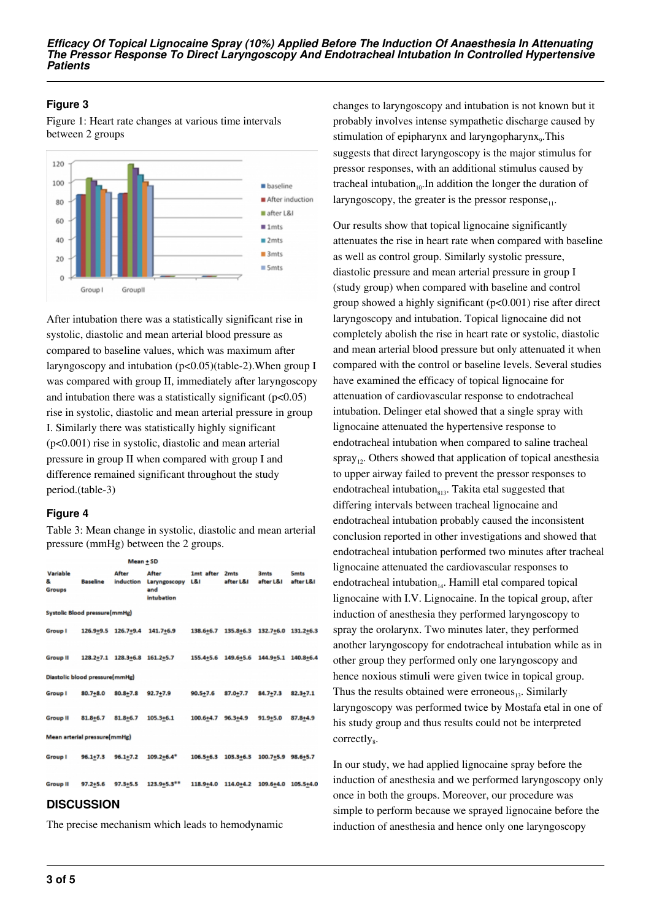## Figure 3

Figure 1: Heart rate changes at various time intervals between 2 groups

After intubation there was a statistically significant rise in systolic, diastolic and mean arterial blood pressure as compared to baseline values, which was maximum after laryngoscopy and intubation ($p<0.05$)(table-2).When group I was compared with group II, immediately after laryngoscopy and intubation there was a statistically significant ($p<0.05$) rise in systolic, diastolic and mean arterial pressure in group I. Similarly there was statistically highly significant ($p<0.001$) rise in systolic, diastolic and mean arterial pressure in group II when compared with group I and difference remained significant throughout the study period.(table-3)

## Figure 4

Table 3: Mean change in systolic, diastolic and mean arterial pressure (mmHg) between the 2 groups.

| Variable & Groups | Baseline | After induction | After Laryngoscopy and intubation | 1mt after L&I | 2mts after L&I | 3mts after L&I | 5mts after L&I |
|---|---|---|---|---|---|---|---|
| | Mean ± SD | | | | | | |
| **Systolic Blood pressure(mmHg)** | | | | | | | |
| Group I | 126.9±9.5 | 126.7±9.4 | 141.7±6.9 | 138.6±6.7 | 135.8±6.3 | 132.7±6.0 | 131.2±6.3 |
| Group II | 128.2±7.1 | 128.3±6.8 | 161.2±5.7 | 155.4±5.6 | 149.6±5.6 | 144.9±5.1 | 140.8±6.4 |
| **Diastolic blood pressure(mmHg)** | | | | | | | |
| Group I | 80.7±8.0 | 80.8±7.8 | 92.7±7.9 | 90.5±7.6 | 87.0±7.7 | 84.7±7.3 | 82.3±7.1 |
| Group II | 81.8±6.7 | 81.8±6.7 | 105.3±6.1 | 100.6±4.7 | 96.3±4.9 | 91.9±5.0 | 87.8±4.9 |
| **Mean arterial pressure(mmHg)** | | | | | | | |
| Group I | 96.1±7.3 | 96.1±7.2 | 109.2±6.4* | 106.5±6.3 | 103.3±6.3 | 100.7±5.9 | 98.6±5.7 |
| Group II | 97.2±5.6 | 97.3±5.5 | 123.9±5.3** | 118.9±4.0 | 114.0±4.2 | 109.6±4.0 | 105.5±4.0 |

## DISCUSSION

The precise mechanism which leads to hemodynamic changes to laryngoscopy and intubation is not known but it probably involves intense sympathetic discharge caused by stimulation of epipharynx and laryngopharynx[9].This suggests that direct laryngoscopy is the major stimulus for pressor responses, with an additional stimulus caused by tracheal intubation[10].In addition the longer the duration of laryngoscopy, the greater is the pressor response[11].

Our results show that topical lignocaine significantly attenuates the rise in heart rate when compared with baseline as well as control group. Similarly systolic pressure, diastolic pressure and mean arterial pressure in group I (study group) when compared with baseline and control group showed a highly significant ($p<0.001$) rise after direct laryngoscopy and intubation. Topical lignocaine did not completely abolish the rise in heart rate or systolic, diastolic and mean arterial blood pressure but only attenuated it when compared with the control or baseline levels. Several studies have examined the efficacy of topical lignocaine for attenuation of cardiovascular response to endotracheal intubation. Delinger etal showed that a single spray with lignocaine attenuated the hypertensive response to endotracheal intubation when compared to saline tracheal spray[12]. Others showed that application of topical anesthesia to upper airway failed to prevent the pressor responses to endotracheal intubation[813]. Takita etal suggested that differing intervals between tracheal lignocaine and endotracheal intubation probably caused the inconsistent conclusion reported in other investigations and showed that endotracheal intubation performed two minutes after tracheal lignocaine attenuated the cardiovascular responses to endotracheal intubation[14]. Hamill etal compared topical lignocaine with I.V. Lignocaine. In the topical group, after induction of anesthesia they performed laryngoscopy to spray the orolarynx. Two minutes later, they performed another laryngoscopy for endotracheal intubation while as in other group they performed only one laryngoscopy and hence noxious stimuli were given twice in topical group. Thus the results obtained were erroneous[13]. Similarly laryngoscopy was performed twice by Mostafa etal in one of his study group and thus results could not be interpreted correctly[8].

In our study, we had applied lignocaine spray before the induction of anesthesia and we performed laryngoscopy only once in both the groups. Moreover, our procedure was simple to perform because we sprayed lignocaine before the induction of anesthesia and hence only one laryngoscopy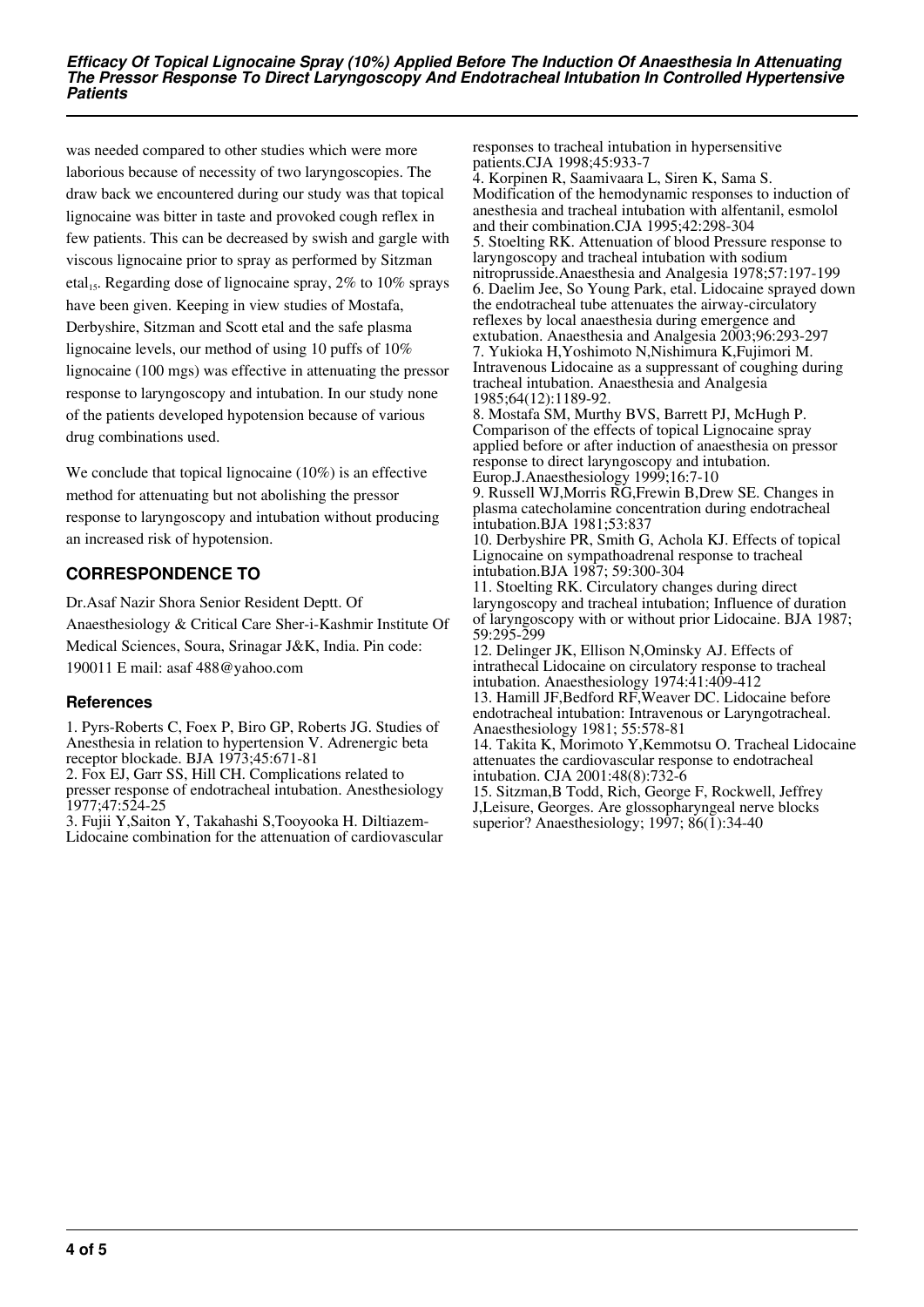was needed compared to other studies which were more laborious because of necessity of two laryngoscopies. The draw back we encountered during our study was that topical lignocaine was bitter in taste and provoked cough reflex in few patients. This can be decreased by swish and gargle with viscous lignocaine prior to spray as performed by Sitzman etal[15]. Regarding dose of lignocaine spray, 2% to 10% sprays have been given. Keeping in view studies of Mostafa, Derbyshire, Sitzman and Scott etal and the safe plasma lignocaine levels, our method of using 10 puffs of 10% lignocaine (100 mgs) was effective in attenuating the pressor response to laryngoscopy and intubation. In our study none of the patients developed hypotension because of various drug combinations used.

We conclude that topical lignocaine (10%) is an effective method for attenuating but not abolishing the pressor response to laryngoscopy and intubation without producing an increased risk of hypotension.

## CORRESPONDENCE TO

Dr.Asaf Nazir Shora Senior Resident Deptt. Of Anaesthesiology & Critical Care Sher-i-Kashmir Institute Of Medical Sciences, Soura, Srinagar J&K, India. Pin code: 190011 E mail: asaf 488@yahoo.com

### References

1. Pyrs-Roberts C, Foex P, Biro GP, Roberts JG. Studies of Anesthesia in relation to hypertension V. Adrenergic beta receptor blockade. BJA 1973;45:671-81
2. Fox EJ, Garr SS, Hill CH. Complications related to presser response of endotracheal intubation. Anesthesiology 1977;47:524-25
3. Fujii Y,Saiton Y, Takahashi S,Tooyooka H. Diltiazem-Lidocaine combination for the attenuation of cardiovascular responses to tracheal intubation in hypersensitive patients.CJA 1998;45:933-7
4. Korpinen R, Saamivaara L, Siren K, Sama S. Modification of the hemodynamic responses to induction of anesthesia and tracheal intubation with alfentanil, esmolol and their combination.CJA 1995;42:298-304
5. Stoelting RK. Attenuation of blood Pressure response to laryngoscopy and tracheal intubation with sodium nitroprusside.Anaesthesia and Analgesia 1978;57:197-199
6. Daelim Jee, So Young Park, etal. Lidocaine sprayed down the endotracheal tube attenuates the airway-circulatory reflexes by local anaesthesia during emergence and extubation. Anaesthesia and Analgesia 2003;96:293-297
7. Yukioka H,Yoshimoto N,Nishimura K,Fujimori M. Intravenous Lidocaine as a suppressant of coughing during tracheal intubation. Anaesthesia and Analgesia 1985;64(12):1189-92.
8. Mostafa SM, Murthy BVS, Barrett PJ, McHugh P. Comparison of the effects of topical Lignocaine spray applied before or after induction of anaesthesia on pressor response to direct laryngoscopy and intubation. Europ.J.Anaesthesiology 1999;16:7-10
9. Russell WJ,Morris RG,Frewin B,Drew SE. Changes in plasma catecholamine concentration during endotracheal intubation.BJA 1981;53:837
10. Derbyshire PR, Smith G, Achola KJ. Effects of topical Lignocaine on sympathoadrenal response to tracheal intubation.BJA 1987; 59:300-304
11. Stoelting RK. Circulatory changes during direct laryngoscopy and tracheal intubation; Influence of duration of laryngoscopy with or without prior Lidocaine. BJA 1987; 59:295-299
12. Delinger JK, Ellison N,Ominsky AJ. Effects of intrathecal Lidocaine on circulatory response to tracheal intubation. Anaesthesiology 1974:41:409-412
13. Hamill JF,Bedford RF,Weaver DC. Lidocaine before endotracheal intubation: Intravenous or Laryngotracheal. Anaesthesiology 1981; 55:578-81
14. Takita K, Morimoto Y,Kemmotsu O. Tracheal Lidocaine attenuates the cardiovascular response to endotracheal intubation. CJA 2001:48(8):732-6
15. Sitzman,B Todd, Rich, George F, Rockwell, Jeffrey J,Leisure, Georges. Are glossopharyngeal nerve blocks superior? Anaesthesiology; 1997; 86(1):34-40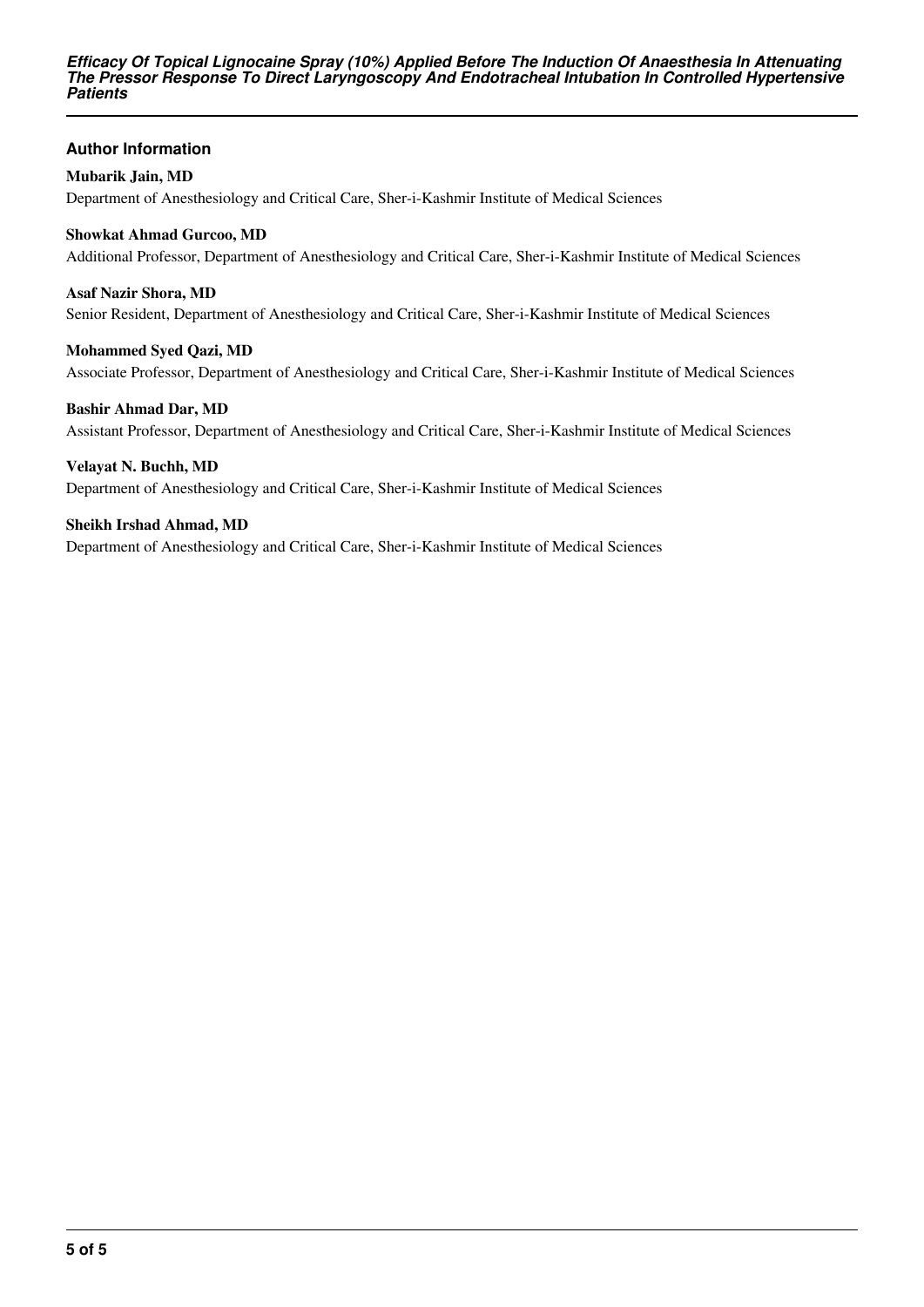## Author Information

**Mubarik Jain, MD**
Department of Anesthesiology and Critical Care, Sher-i-Kashmir Institute of Medical Sciences

**Showkat Ahmad Gurcoo, MD**
Additional Professor, Department of Anesthesiology and Critical Care, Sher-i-Kashmir Institute of Medical Sciences

**Asaf Nazir Shora, MD**
Senior Resident, Department of Anesthesiology and Critical Care, Sher-i-Kashmir Institute of Medical Sciences

**Mohammed Syed Qazi, MD**
Associate Professor, Department of Anesthesiology and Critical Care, Sher-i-Kashmir Institute of Medical Sciences

**Bashir Ahmad Dar, MD**
Assistant Professor, Department of Anesthesiology and Critical Care, Sher-i-Kashmir Institute of Medical Sciences

**Velayat N. Buchh, MD**
Department of Anesthesiology and Critical Care, Sher-i-Kashmir Institute of Medical Sciences

**Sheikh Irshad Ahmad, MD**
Department of Anesthesiology and Critical Care, Sher-i-Kashmir Institute of Medical Sciences